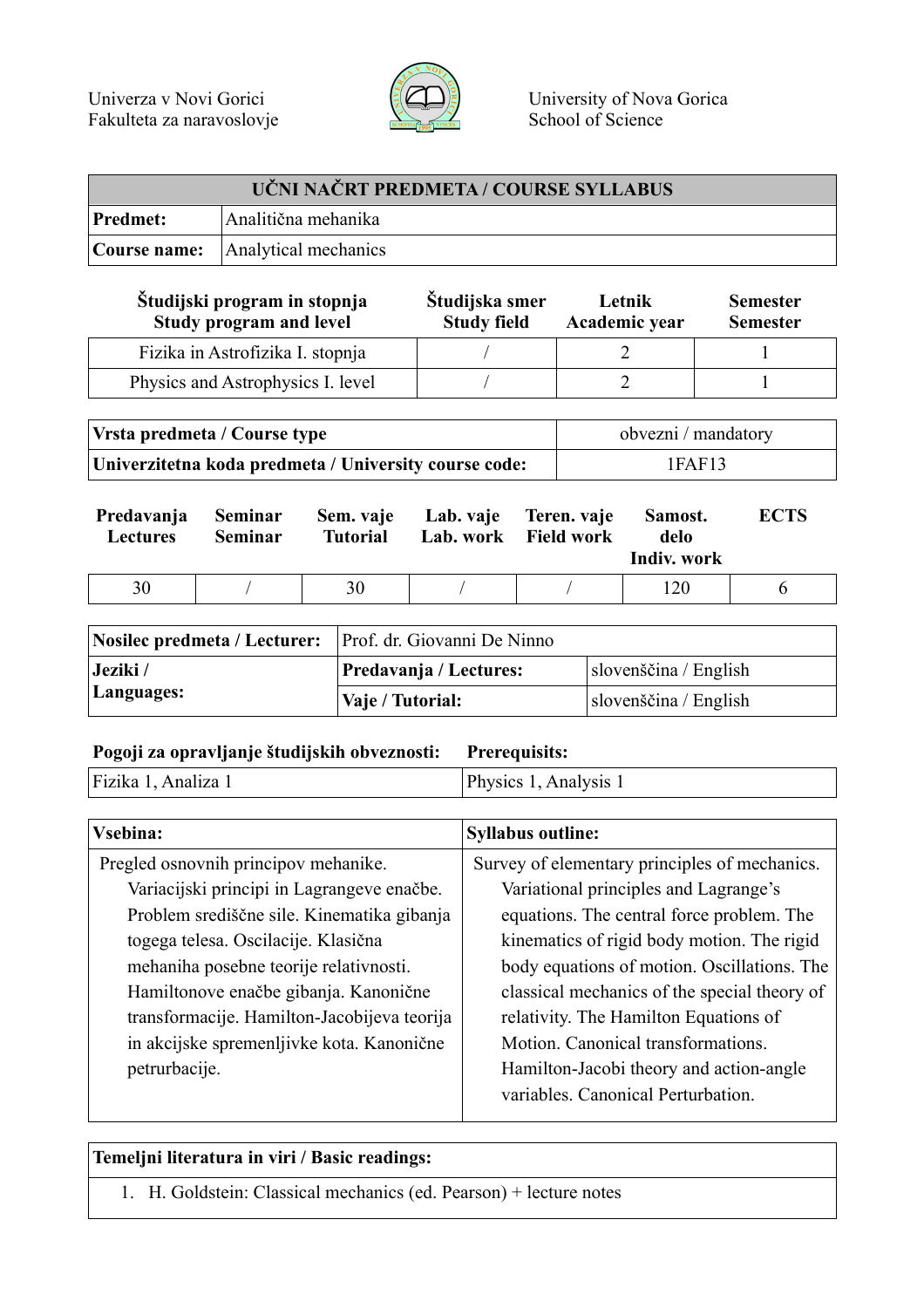Univerza v Novi Gorici
Fakulteta za naravoslovje

University of Nova Gorica
School of Science

| UČNI NAČRT PREDMETA / COURSE SYLLABUS | |
|---|---|
| **Predmet:** | Analitična mehanika |
| **Course name:** | Analytical mechanics |

| Študijski program in stopnja<br>Study program and level | Študijska smer<br>Study field | Letnik<br>Academic year | Semester<br>Semester |
|---|---|---|---|
| Fizika in Astrofizika I. stopnja | / | 2 | 1 |
| Physics and Astrophysics I. level | / | 2 | 1 |

| | |
|---|---|
| **Vrsta predmeta / Course type** | obvezni / mandatory |
| **Univerzitetna koda predmeta / University course code:** | 1FAF13 |

| Predavanja<br>Lectures | Seminar<br>Seminar | Sem. vaje<br>Tutorial | Lab. vaje<br>Lab. work | Teren. vaje<br>Field work | Samost. delo<br>Indiv. work | ECTS |
|---|---|---|---|---|---|---|
| 30 | / | 30 | / | / | 120 | 6 |

| | | |
|---|---|---|
| **Nosilec predmeta / Lecturer:** | Prof. dr. Giovanni De Ninno | |
| **Jeziki / Languages:** | **Predavanja / Lectures:** | slovenščina / English |
| | **Vaje / Tutorial:** | slovenščina / English |

| Pogoji za opravljanje študijskih obveznosti: | Prerequisits: |
|---|---|
| Fizika 1, Analiza 1 | Physics 1, Analysis 1 |

| Vsebina: | Syllabus outline: |
|---|---|
| Pregled osnovnih principov mehanike. Variacijski principi in Lagrangeve enačbe. Problem središčne sile. Kinematika gibanja togega telesa. Oscilacije. Klasična mehaniha posebne teorije relativnosti. Hamiltonove enačbe gibanja. Kanonične transformacije. Hamilton-Jacobijeva teorija in akcijske spremenljivke kota. Kanonične petrurbacije. | Survey of elementary principles of mechanics. Variational principles and Lagrange's equations. The central force problem. The kinematics of rigid body motion. The rigid body equations of motion. Oscillations. The classical mechanics of the special theory of relativity. The Hamilton Equations of Motion. Canonical transformations. Hamilton-Jacobi theory and action-angle variables. Canonical Perturbation. |

**Temeljni literatura in viri / Basic readings:**

1. H. Goldstein: Classical mechanics (ed. Pearson) + lecture notes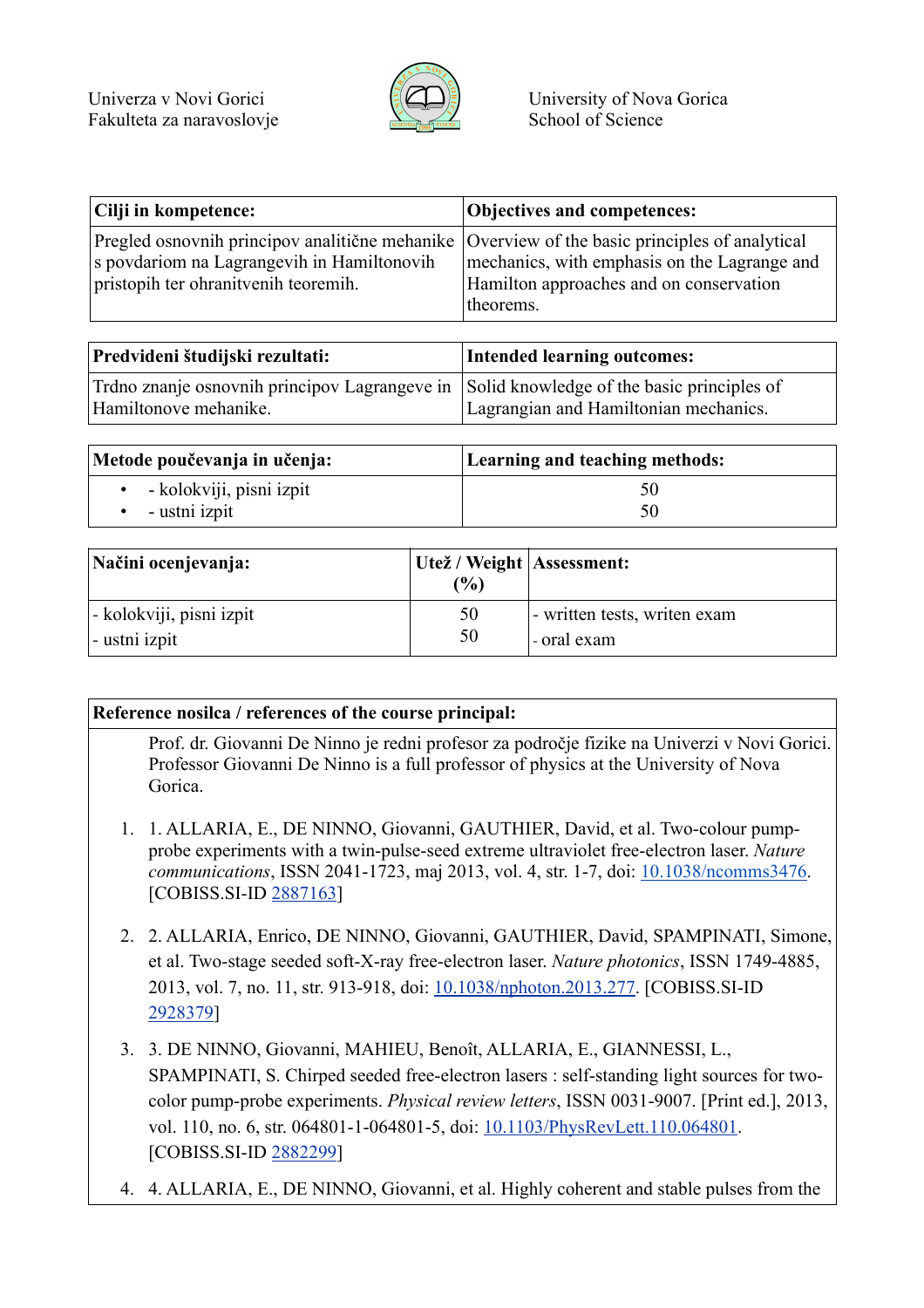Univerza v Novi Gorici
Fakulteta za naravoslovje

University of Nova Gorica
School of Science

| Cilji in kompetence: | Objectives and competences: |
|---|---|
| Pregled osnovnih principov analitične mehanike s povdariom na Lagrangevih in Hamiltonovih pristopih ter ohranitvenih teoremih. | Overview of the basic principles of analytical mechanics, with emphasis on the Lagrange and Hamilton approaches and on conservation theorems. |

| Predvideni študijski rezultati: | Intended learning outcomes: |
|---|---|
| Trdno znanje osnovnih principov Lagrangeve in Hamiltonove mehanike. | Solid knowledge of the basic principles of Lagrangian and Hamiltonian mechanics. |

| Metode poučevanja in učenja: | Learning and teaching methods: |
|---|---|
| • - kolokviji, pisni izpit<br>• - ustni izpit | 50<br>50 |

| Načini ocenjevanja: | Utež / Weight (%) | Assessment: |
|---|---|---|
| - kolokviji, pisni izpit<br>- ustni izpit | 50<br>50 | - written tests, writen exam<br>- oral exam |

| Reference nosilca / references of the course principal: |
|---|
| Prof. dr. Giovanni De Ninno je redni profesor za področje fizike na Univerzi v Novi Gorici. Professor Giovanni De Ninno is a full professor of physics at the University of Nova Gorica. |

1. 1. ALLARIA, E., DE NINNO, Giovanni, GAUTHIER, David, et al. Two-colour pump-probe experiments with a twin-pulse-seed extreme ultraviolet free-electron laser. *Nature communications*, ISSN 2041-1723, maj 2013, vol. 4, str. 1-7, doi: [10.1038/ncomms3476](10.1038/ncomms3476). [COBISS.SI-ID [2887163](2887163)]

2. 2. ALLARIA, Enrico, DE NINNO, Giovanni, GAUTHIER, David, SPAMPINATI, Simone, et al. Two-stage seeded soft-X-ray free-electron laser. *Nature photonics*, ISSN 1749-4885, 2013, vol. 7, no. 11, str. 913-918, doi: [10.1038/nphoton.2013.277](10.1038/nphoton.2013.277). [COBISS.SI-ID [2928379](2928379)]

3. 3. DE NINNO, Giovanni, MAHIEU, Benoît, ALLARIA, E., GIANNESSI, L., SPAMPINATI, S. Chirped seeded free-electron lasers : self-standing light sources for two-color pump-probe experiments. *Physical review letters*, ISSN 0031-9007. [Print ed.], 2013, vol. 110, no. 6, str. 064801-1-064801-5, doi: [10.1103/PhysRevLett.110.064801](10.1103/PhysRevLett.110.064801). [COBISS.SI-ID [2882299](2882299)]

4. 4. ALLARIA, E., DE NINNO, Giovanni, et al. Highly coherent and stable pulses from the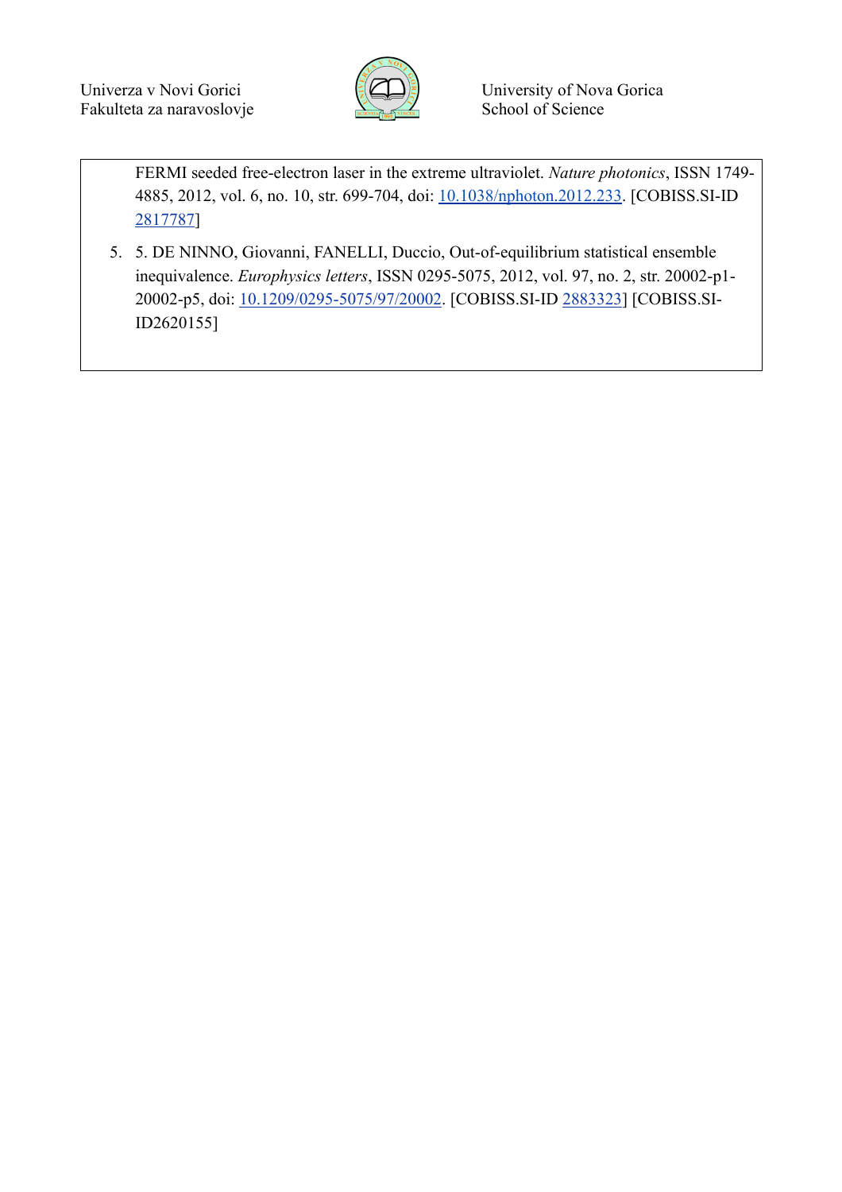FERMI seeded free-electron laser in the extreme ultraviolet. *Nature photonics*, ISSN 1749-4885, 2012, vol. 6, no. 10, str. 699-704, doi: [10.1038/nphoton.2012.233](10.1038/nphoton.2012.233). [COBISS.SI-ID [2817787](2817787)]

5. 5. DE NINNO, Giovanni, FANELLI, Duccio, Out-of-equilibrium statistical ensemble inequivalence. *Europhysics letters*, ISSN 0295-5075, 2012, vol. 97, no. 2, str. 20002-p1-20002-p5, doi: [10.1209/0295-5075/97/20002](10.1209/0295-5075/97/20002). [COBISS.SI-ID [2883323](2883323)] [COBISS.SI-ID2620155]